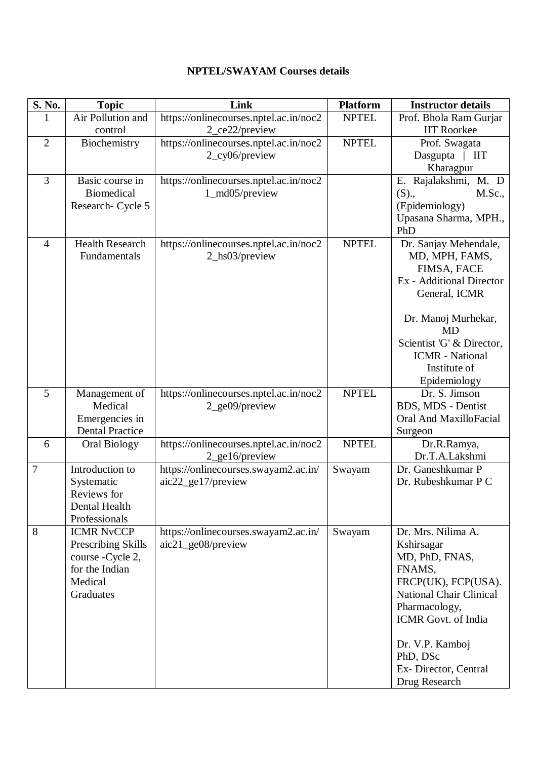**NPTEL/SWAYAM Courses details**

| S. No. | Topic | Link | Platform | Instructor details |
| --- | --- | --- | --- | --- |
| 1 | Air Pollution and control | https://onlinecourses.nptel.ac.in/noc22_ce22/preview | NPTEL | Prof. Bhola Ram Gurjar IIT Roorkee |
| 2 | Biochemistry | https://onlinecourses.nptel.ac.in/noc22_cy06/preview | NPTEL | Prof. Swagata Dasgupta \| IIT Kharagpur |
| 3 | Basic course in Biomedical Research- Cycle 5 | https://onlinecourses.nptel.ac.in/noc21_md05/preview | | E. Rajalakshmi, M. D (S)., M.Sc., (Epidemiology) Upasana Sharma, MPH., PhD |
| 4 | Health Research Fundamentals | https://onlinecourses.nptel.ac.in/noc22_hs03/preview | NPTEL | Dr. Sanjay Mehendale, MD, MPH, FAMS, FIMSA, FACE Ex - Additional Director General, ICMR<br><br>Dr. Manoj Murhekar, MD Scientist 'G' & Director, ICMR - National Institute of Epidemiology |
| 5 | Management of Medical Emergencies in Dental Practice | https://onlinecourses.nptel.ac.in/noc22_ge09/preview | NPTEL | Dr. S. Jimson BDS, MDS - Dentist Oral And MaxilloFacial Surgeon |
| 6 | Oral Biology | https://onlinecourses.nptel.ac.in/noc22_ge16/preview | NPTEL | Dr.R.Ramya, Dr.T.A.Lakshmi |
| 7 | Introduction to Systematic Reviews for Dental Health Professionals | https://onlinecourses.swayam2.ac.in/aic22_ge17/preview | Swayam | Dr. Ganeshkumar P Dr. Rubeshkumar P C |
| 8 | ICMR NvCCP Prescribing Skills course -Cycle 2, for the Indian Medical Graduates | https://onlinecourses.swayam2.ac.in/aic21_ge08/preview | Swayam | Dr. Mrs. Nilima A. Kshirsagar MD, PhD, FNAS, FNAMS, FRCP(UK), FCP(USA). National Chair Clinical Pharmacology, ICMR Govt. of India<br><br>Dr. V.P. Kamboj PhD, DSc Ex- Director, Central Drug Research |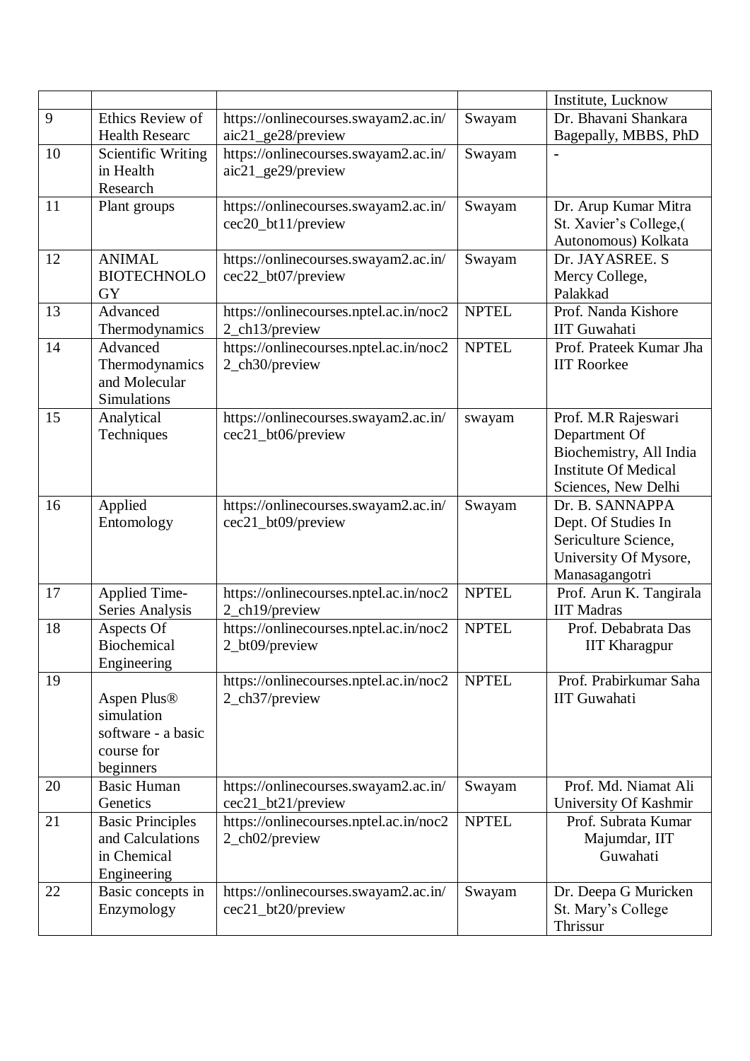| | | | | Institute, Lucknow |
|---|---|---|---|---|
| 9 | Ethics Review of Health Researc | https://onlinecourses.swayam2.ac.in/aic21_ge28/preview | Swayam | Dr. Bhavani Shankara Bagepally, MBBS, PhD |
| 10 | Scientific Writing in Health Research | https://onlinecourses.swayam2.ac.in/aic21_ge29/preview | Swayam | - |
| 11 | Plant groups | https://onlinecourses.swayam2.ac.in/cec20_bt11/preview | Swayam | Dr. Arup Kumar Mitra St. Xavier's College,( Autonomous) Kolkata |
| 12 | ANIMAL BIOTECHNOLOGY | https://onlinecourses.swayam2.ac.in/cec22_bt07/preview | Swayam | Dr. JAYASREE. S Mercy College, Palakkad |
| 13 | Advanced Thermodynamics | https://onlinecourses.nptel.ac.in/noc22_ch13/preview | NPTEL | Prof. Nanda Kishore IIT Guwahati |
| 14 | Advanced Thermodynamics and Molecular Simulations | https://onlinecourses.nptel.ac.in/noc22_ch30/preview | NPTEL | Prof. Prateek Kumar Jha IIT Roorkee |
| 15 | Analytical Techniques | https://onlinecourses.swayam2.ac.in/cec21_bt06/preview | swayam | Prof. M.R Rajeswari Department Of Biochemistry, All India Institute Of Medical Sciences, New Delhi |
| 16 | Applied Entomology | https://onlinecourses.swayam2.ac.in/cec21_bt09/preview | Swayam | Dr. B. SANNAPPA Dept. Of Studies In Sericulture Science, University Of Mysore, Manasagangotri |
| 17 | Applied Time-Series Analysis | https://onlinecourses.nptel.ac.in/noc22_ch19/preview | NPTEL | Prof. Arun K. Tangirala IIT Madras |
| 18 | Aspects Of Biochemical Engineering | https://onlinecourses.nptel.ac.in/noc22_bt09/preview | NPTEL | Prof. Debabrata Das IIT Kharagpur |
| 19 | Aspen Plus® simulation software - a basic course for beginners | https://onlinecourses.nptel.ac.in/noc22_ch37/preview | NPTEL | Prof. Prabirkumar Saha IIT Guwahati |
| 20 | Basic Human Genetics | https://onlinecourses.swayam2.ac.in/cec21_bt21/preview | Swayam | Prof. Md. Niamat Ali University Of Kashmir |
| 21 | Basic Principles and Calculations in Chemical Engineering | https://onlinecourses.nptel.ac.in/noc22_ch02/preview | NPTEL | Prof. Subrata Kumar Majumdar, IIT Guwahati |
| 22 | Basic concepts in Enzymology | https://onlinecourses.swayam2.ac.in/cec21_bt20/preview | Swayam | Dr. Deepa G Muricken St. Mary's College Thrissur |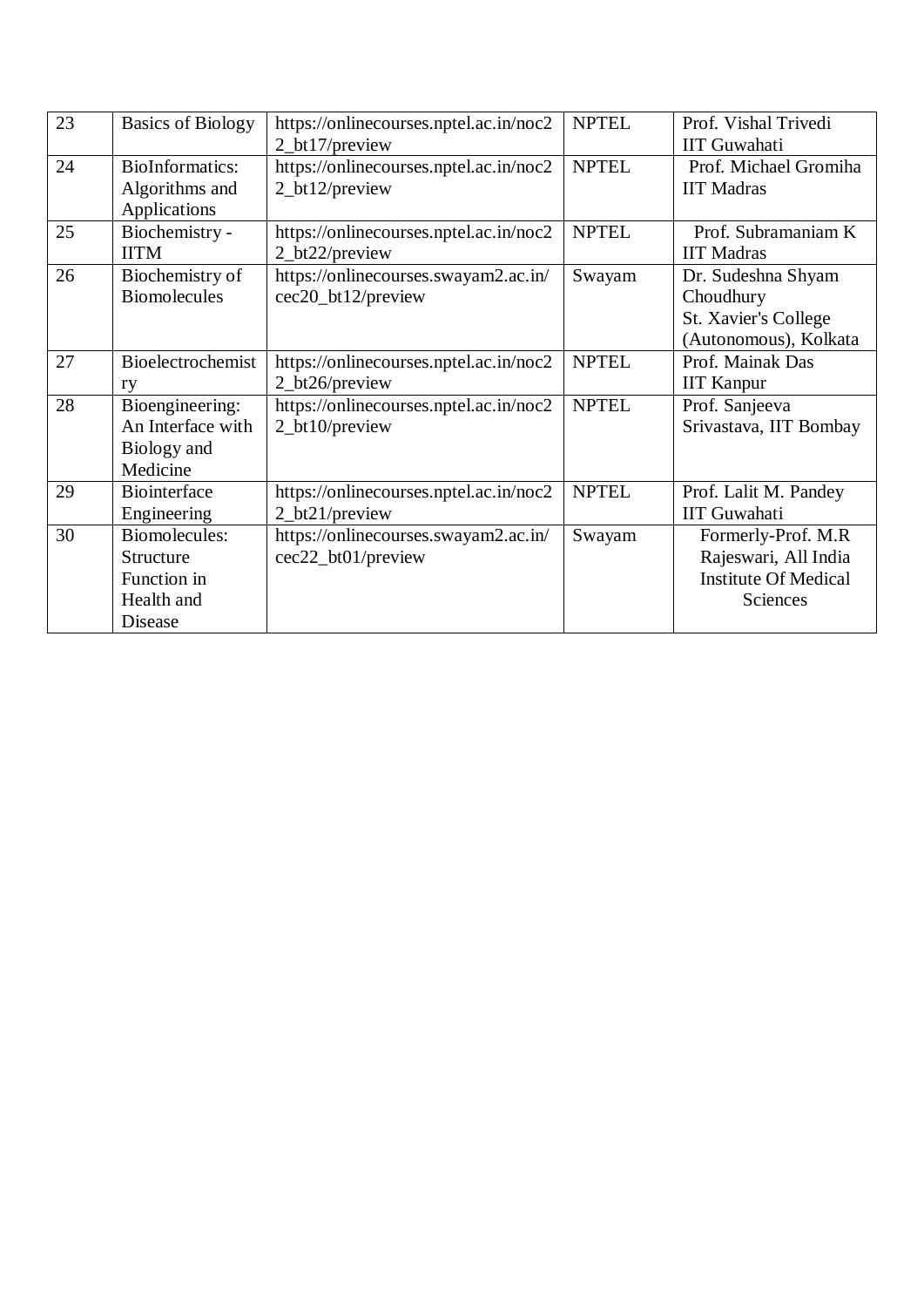| | | | | |
|---|---|---|---|---|
| 23 | Basics of Biology | https://onlinecourses.nptel.ac.in/noc22_bt17/preview | NPTEL | Prof. Vishal Trivedi IIT Guwahati |
| 24 | BioInformatics: Algorithms and Applications | https://onlinecourses.nptel.ac.in/noc22_bt12/preview | NPTEL | Prof. Michael Gromiha IIT Madras |
| 25 | Biochemistry - IITM | https://onlinecourses.nptel.ac.in/noc22_bt22/preview | NPTEL | Prof. Subramaniam K IIT Madras |
| 26 | Biochemistry of Biomolecules | https://onlinecourses.swayam2.ac.in/cec20_bt12/preview | Swayam | Dr. Sudeshna Shyam Choudhury St. Xavier's College (Autonomous), Kolkata |
| 27 | Bioelectrochemistry | https://onlinecourses.nptel.ac.in/noc22_bt26/preview | NPTEL | Prof. Mainak Das IIT Kanpur |
| 28 | Bioengineering: An Interface with Biology and Medicine | https://onlinecourses.nptel.ac.in/noc22_bt10/preview | NPTEL | Prof. Sanjeeva Srivastava, IIT Bombay |
| 29 | Biointerface Engineering | https://onlinecourses.nptel.ac.in/noc22_bt21/preview | NPTEL | Prof. Lalit M. Pandey IIT Guwahati |
| 30 | Biomolecules: Structure Function in Health and Disease | https://onlinecourses.swayam2.ac.in/cec22_bt01/preview | Swayam | Formerly-Prof. M.R Rajeswari, All India Institute Of Medical Sciences |